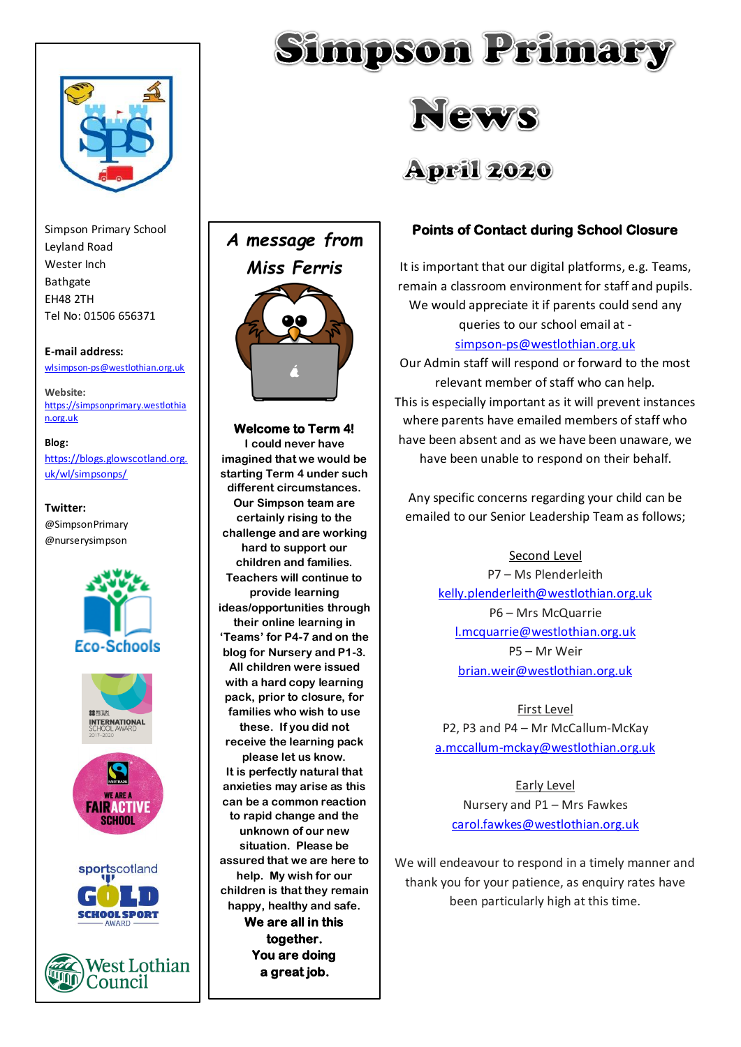# Simpson Primary News

## April 2020

Simpson Primary School
Leyland Road
Wester Inch
Bathgate
EH48 2TH
Tel No: 01506 656371

**E-mail address:**
wlsimpson-ps@westlothian.org.uk

**Website:**
https://simpsonprimary.westlothian.org.uk

**Blog:**
https://blogs.glowscotland.org.uk/wl/simpsonps/

**Twitter:**
@SimpsonPrimary
@nurserysimpson

### *A message from Miss Ferris*

**Welcome to Term 4!**

**I could never have imagined that we would be starting Term 4 under such different circumstances. Our Simpson team are certainly rising to the challenge and are working hard to support our children and families. Teachers will continue to provide learning ideas/opportunities through their online learning in 'Teams' for P4-7 and on the blog for Nursery and P1-3. All children were issued with a hard copy learning pack, prior to closure, for families who wish to use these. If you did not receive the learning pack please let us know.**

**It is perfectly natural that anxieties may arise as this can be a common reaction to rapid change and the unknown of our new situation. Please be assured that we are here to help. My wish for our children is that they remain happy, healthy and safe.**

**We are all in this together.**

**You are doing a great job.**

### Points of Contact during School Closure

It is important that our digital platforms, e.g. Teams, remain a classroom environment for staff and pupils. We would appreciate it if parents could send any queries to our school email at - simpson-ps@westlothian.org.uk

Our Admin staff will respond or forward to the most relevant member of staff who can help.

This is especially important as it will prevent instances where parents have emailed members of staff who have been absent and as we have been unaware, we have been unable to respond on their behalf.

Any specific concerns regarding your child can be emailed to our Senior Leadership Team as follows;

Second Level
P7 – Ms Plenderleith
kelly.plenderleith@westlothian.org.uk
P6 – Mrs McQuarrie
l.mcquarrie@westlothian.org.uk
P5 – Mr Weir
brian.weir@westlothian.org.uk

First Level
P2, P3 and P4 – Mr McCallum-McKay
a.mccallum-mckay@westlothian.org.uk

Early Level
Nursery and P1 – Mrs Fawkes
carol.fawkes@westlothian.org.uk

We will endeavour to respond in a timely manner and thank you for your patience, as enquiry rates have been particularly high at this time.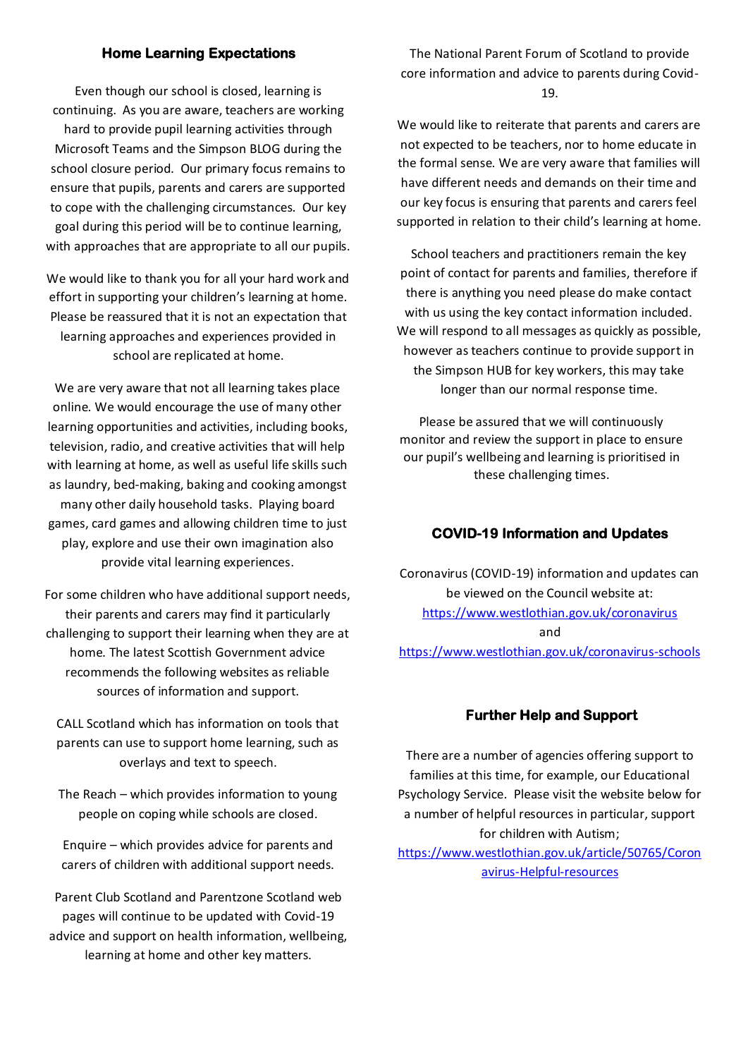## Home Learning Expectations

Even though our school is closed, learning is continuing. As you are aware, teachers are working hard to provide pupil learning activities through Microsoft Teams and the Simpson BLOG during the school closure period. Our primary focus remains to ensure that pupils, parents and carers are supported to cope with the challenging circumstances. Our key goal during this period will be to continue learning, with approaches that are appropriate to all our pupils.

We would like to thank you for all your hard work and effort in supporting your children's learning at home. Please be reassured that it is not an expectation that learning approaches and experiences provided in school are replicated at home.

We are very aware that not all learning takes place online. We would encourage the use of many other learning opportunities and activities, including books, television, radio, and creative activities that will help with learning at home, as well as useful life skills such as laundry, bed-making, baking and cooking amongst many other daily household tasks. Playing board games, card games and allowing children time to just play, explore and use their own imagination also provide vital learning experiences.

For some children who have additional support needs, their parents and carers may find it particularly challenging to support their learning when they are at home. The latest Scottish Government advice recommends the following websites as reliable sources of information and support.

CALL Scotland which has information on tools that parents can use to support home learning, such as overlays and text to speech.

The Reach – which provides information to young people on coping while schools are closed.

Enquire – which provides advice for parents and carers of children with additional support needs.

Parent Club Scotland and Parentzone Scotland web pages will continue to be updated with Covid-19 advice and support on health information, wellbeing, learning at home and other key matters.

The National Parent Forum of Scotland to provide core information and advice to parents during Covid-19.

We would like to reiterate that parents and carers are not expected to be teachers, nor to home educate in the formal sense. We are very aware that families will have different needs and demands on their time and our key focus is ensuring that parents and carers feel supported in relation to their child's learning at home.

School teachers and practitioners remain the key point of contact for parents and families, therefore if there is anything you need please do make contact with us using the key contact information included. We will respond to all messages as quickly as possible, however as teachers continue to provide support in the Simpson HUB for key workers, this may take longer than our normal response time.

Please be assured that we will continuously monitor and review the support in place to ensure our pupil's wellbeing and learning is prioritised in these challenging times.

## COVID-19 Information and Updates

Coronavirus (COVID-19) information and updates can be viewed on the Council website at:
https://www.westlothian.gov.uk/coronavirus
and
https://www.westlothian.gov.uk/coronavirus-schools

## Further Help and Support

There are a number of agencies offering support to families at this time, for example, our Educational Psychology Service. Please visit the website below for a number of helpful resources in particular, support for children with Autism;
https://www.westlothian.gov.uk/article/50765/Coronavirus-Helpful-resources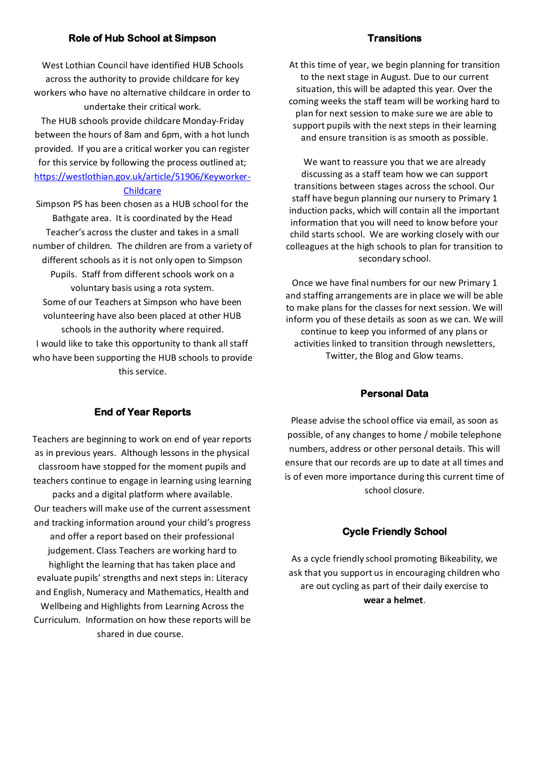## Role of Hub School at Simpson

West Lothian Council have identified HUB Schools across the authority to provide childcare for key workers who have no alternative childcare in order to undertake their critical work.

The HUB schools provide childcare Monday-Friday between the hours of 8am and 6pm, with a hot lunch provided. If you are a critical worker you can register for this service by following the process outlined at; [https://westlothian.gov.uk/article/51906/Keyworker-Childcare](https://westlothian.gov.uk/article/51906/Keyworker-Childcare)

Simpson PS has been chosen as a HUB school for the Bathgate area. It is coordinated by the Head Teacher's across the cluster and takes in a small number of children. The children are from a variety of different schools as it is not only open to Simpson Pupils. Staff from different schools work on a voluntary basis using a rota system.

Some of our Teachers at Simpson who have been volunteering have also been placed at other HUB schools in the authority where required.

I would like to take this opportunity to thank all staff who have been supporting the HUB schools to provide this service.

## End of Year Reports

Teachers are beginning to work on end of year reports as in previous years. Although lessons in the physical classroom have stopped for the moment pupils and teachers continue to engage in learning using learning packs and a digital platform where available.

Our teachers will make use of the current assessment and tracking information around your child's progress and offer a report based on their professional judgement. Class Teachers are working hard to highlight the learning that has taken place and evaluate pupils' strengths and next steps in: Literacy and English, Numeracy and Mathematics, Health and Wellbeing and Highlights from Learning Across the Curriculum. Information on how these reports will be shared in due course.

## Transitions

At this time of year, we begin planning for transition to the next stage in August. Due to our current situation, this will be adapted this year. Over the coming weeks the staff team will be working hard to plan for next session to make sure we are able to support pupils with the next steps in their learning and ensure transition is as smooth as possible.

We want to reassure you that we are already discussing as a staff team how we can support transitions between stages across the school. Our staff have begun planning our nursery to Primary 1 induction packs, which will contain all the important information that you will need to know before your child starts school. We are working closely with our colleagues at the high schools to plan for transition to secondary school.

Once we have final numbers for our new Primary 1 and staffing arrangements are in place we will be able to make plans for the classes for next session. We will inform you of these details as soon as we can. We will continue to keep you informed of any plans or activities linked to transition through newsletters, Twitter, the Blog and Glow teams.

## Personal Data

Please advise the school office via email, as soon as possible, of any changes to home / mobile telephone numbers, address or other personal details. This will ensure that our records are up to date at all times and is of even more importance during this current time of school closure.

## Cycle Friendly School

As a cycle friendly school promoting Bikeability, we ask that you support us in encouraging children who are out cycling as part of their daily exercise to **wear a helmet**.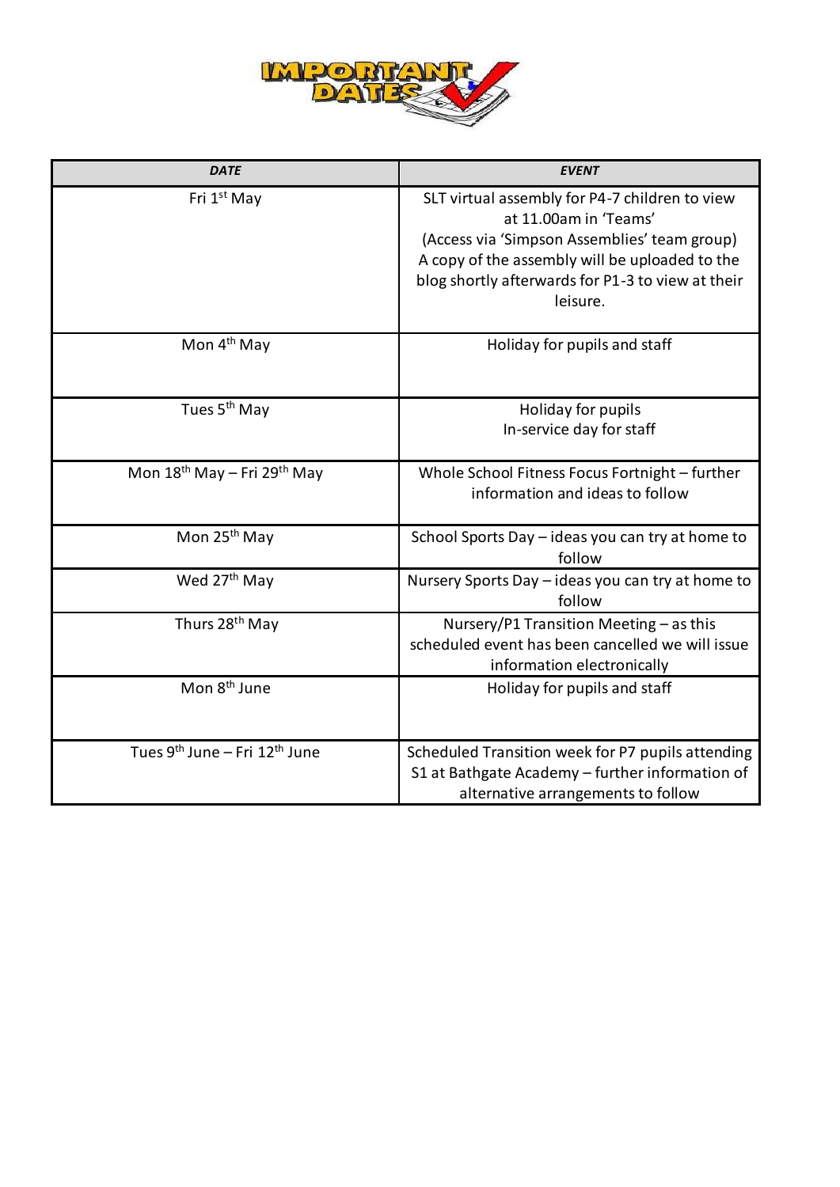# IMPORTANT DATES

| *DATE* | *EVENT* |
|---|---|
| Fri 1st May | SLT virtual assembly for P4-7 children to view at 11.00am in 'Teams' (Access via 'Simpson Assemblies' team group) A copy of the assembly will be uploaded to the blog shortly afterwards for P1-3 to view at their leisure. |
| Mon 4th May | Holiday for pupils and staff |
| Tues 5th May | Holiday for pupils<br>In-service day for staff |
| Mon 18th May – Fri 29th May | Whole School Fitness Focus Fortnight – further information and ideas to follow |
| Mon 25th May | School Sports Day – ideas you can try at home to follow |
| Wed 27th May | Nursery Sports Day – ideas you can try at home to follow |
| Thurs 28th May | Nursery/P1 Transition Meeting – as this scheduled event has been cancelled we will issue information electronically |
| Mon 8th June | Holiday for pupils and staff |
| Tues 9th June – Fri 12th June | Scheduled Transition week for P7 pupils attending S1 at Bathgate Academy – further information of alternative arrangements to follow |